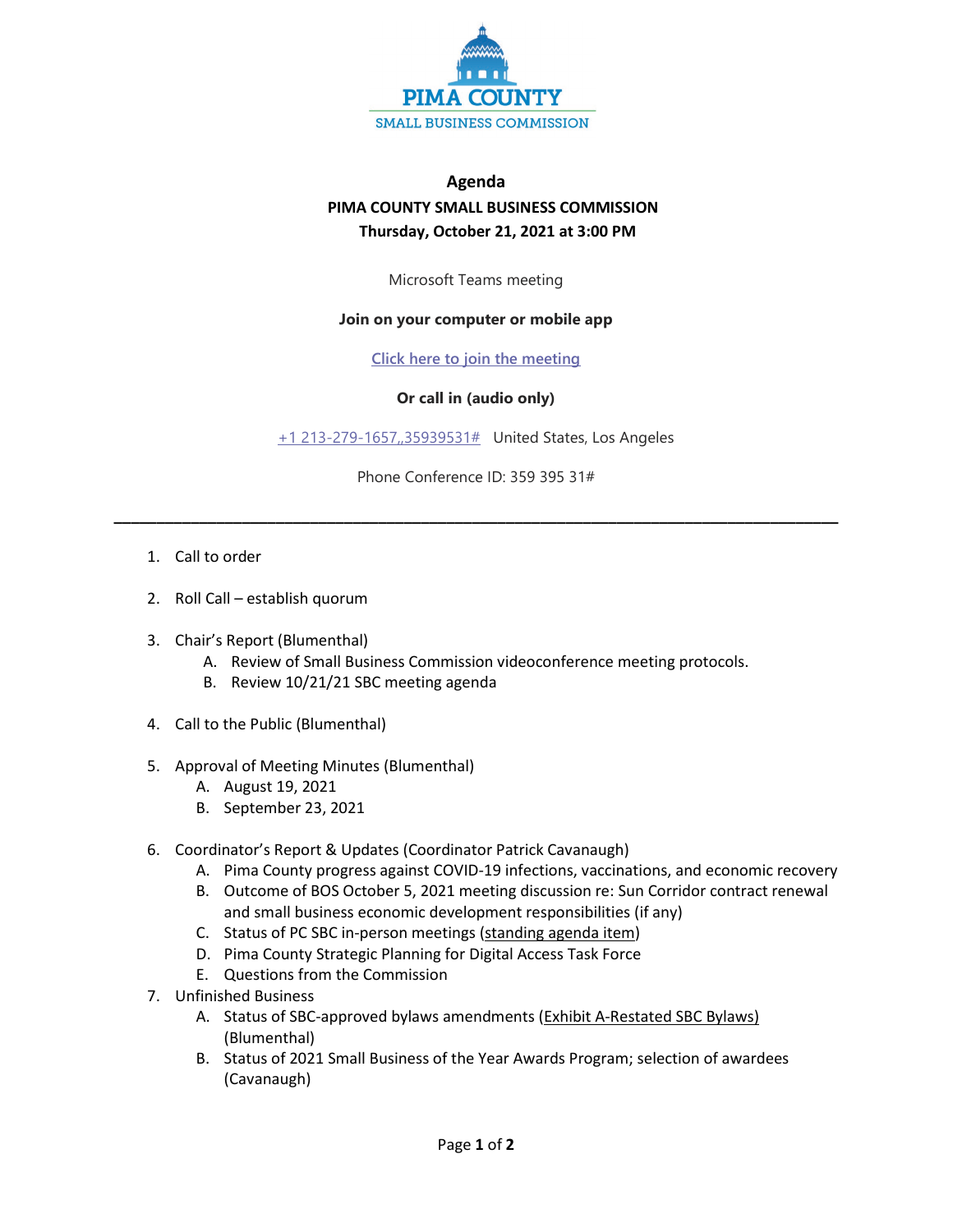PIMA COUNTY
SMALL BUSINESS COMMISSION

# Agenda

## PIMA COUNTY SMALL BUSINESS COMMISSION

**Thursday, October 21, 2021 at 3:00 PM**

Microsoft Teams meeting

**Join on your computer or mobile app**

Click here to join the meeting

**Or call in (audio only)**

+1 213-279-1657,,35939531# United States, Los Angeles

Phone Conference ID: 359 395 31#

---

1. Call to order
2. Roll Call – establish quorum
3. Chair's Report (Blumenthal)
   A. Review of Small Business Commission videoconference meeting protocols.
   B. Review 10/21/21 SBC meeting agenda
4. Call to the Public (Blumenthal)
5. Approval of Meeting Minutes (Blumenthal)
   A. August 19, 2021
   B. September 23, 2021
6. Coordinator's Report & Updates (Coordinator Patrick Cavanaugh)
   A. Pima County progress against COVID-19 infections, vaccinations, and economic recovery
   B. Outcome of BOS October 5, 2021 meeting discussion re: Sun Corridor contract renewal and small business economic development responsibilities (if any)
   C. Status of PC SBC in-person meetings (standing agenda item)
   D. Pima County Strategic Planning for Digital Access Task Force
   E. Questions from the Commission
7. Unfinished Business
   A. Status of SBC-approved bylaws amendments (Exhibit A-Restated SBC Bylaws) (Blumenthal)
   B. Status of 2021 Small Business of the Year Awards Program; selection of awardees (Cavanaugh)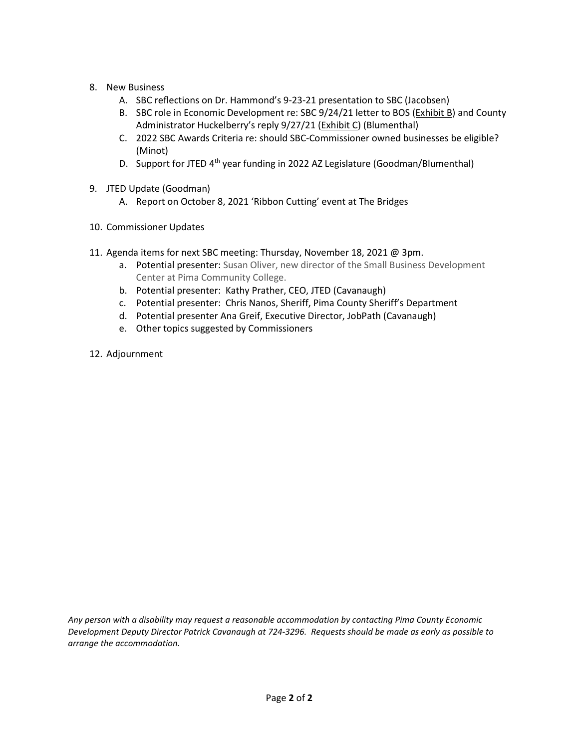8. New Business
    A. SBC reflections on Dr. Hammond's 9-23-21 presentation to SBC (Jacobsen)
    B. SBC role in Economic Development re: SBC 9/24/21 letter to BOS (Exhibit B) and County Administrator Huckelberry's reply 9/27/21 (Exhibit C) (Blumenthal)
    C. 2022 SBC Awards Criteria re: should SBC-Commissioner owned businesses be eligible? (Minot)
    D. Support for JTED 4th year funding in 2022 AZ Legislature (Goodman/Blumenthal)

9. JTED Update (Goodman)
    A. Report on October 8, 2021 'Ribbon Cutting' event at The Bridges

10. Commissioner Updates

11. Agenda items for next SBC meeting: Thursday, November 18, 2021 @ 3pm.
    a. Potential presenter: Susan Oliver, new director of the Small Business Development Center at Pima Community College.
    b. Potential presenter: Kathy Prather, CEO, JTED (Cavanaugh)
    c. Potential presenter: Chris Nanos, Sheriff, Pima County Sheriff's Department
    d. Potential presenter Ana Greif, Executive Director, JobPath (Cavanaugh)
    e. Other topics suggested by Commissioners

12. Adjournment

*Any person with a disability may request a reasonable accommodation by contacting Pima County Economic Development Deputy Director Patrick Cavanaugh at 724-3296. Requests should be made as early as possible to arrange the accommodation.*